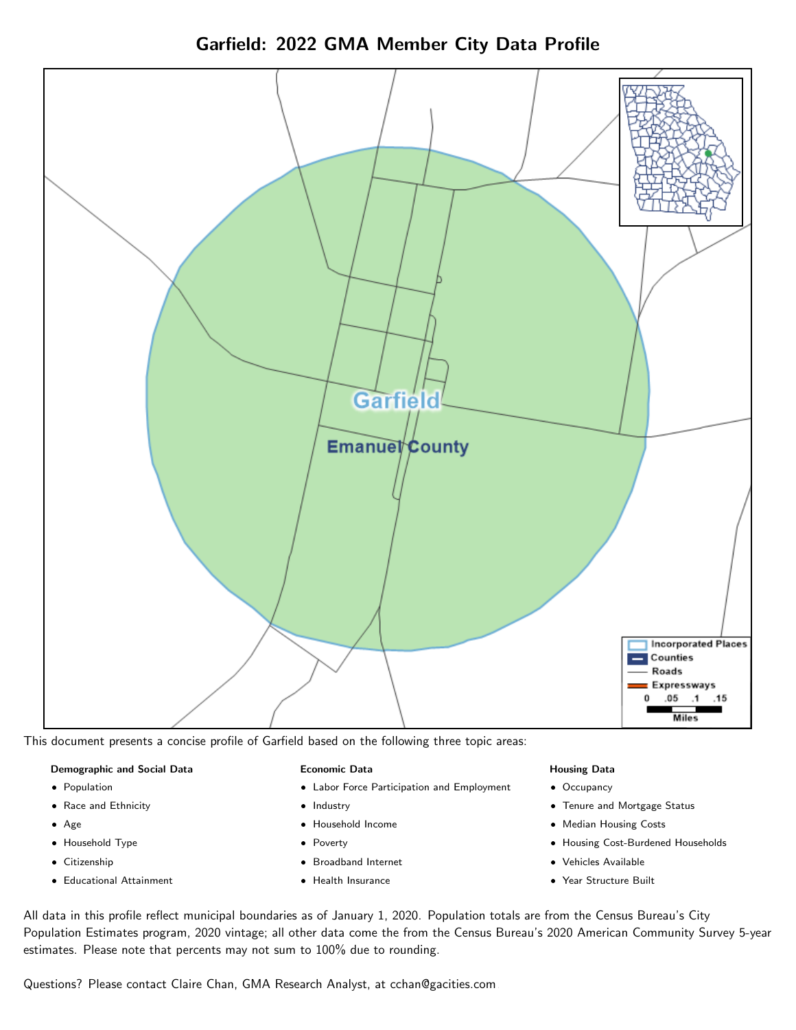# Garfield: 2022 GMA Member City Data Profile

This document presents a concise profile of Garfield based on the following three topic areas:

**Demographic and Social Data**

- Population
- Race and Ethnicity
- Age
- Household Type
- Citizenship
- Educational Attainment

**Economic Data**

- Labor Force Participation and Employment
- Industry
- Household Income
- Poverty
- Broadband Internet
- Health Insurance

**Housing Data**

- Occupancy
- Tenure and Mortgage Status
- Median Housing Costs
- Housing Cost-Burdened Households
- Vehicles Available
- Year Structure Built

All data in this profile reflect municipal boundaries as of January 1, 2020. Population totals are from the Census Bureau's City Population Estimates program, 2020 vintage; all other data come the from the Census Bureau's 2020 American Community Survey 5-year estimates. Please note that percents may not sum to 100% due to rounding.

Questions? Please contact Claire Chan, GMA Research Analyst, at cchan@gacities.com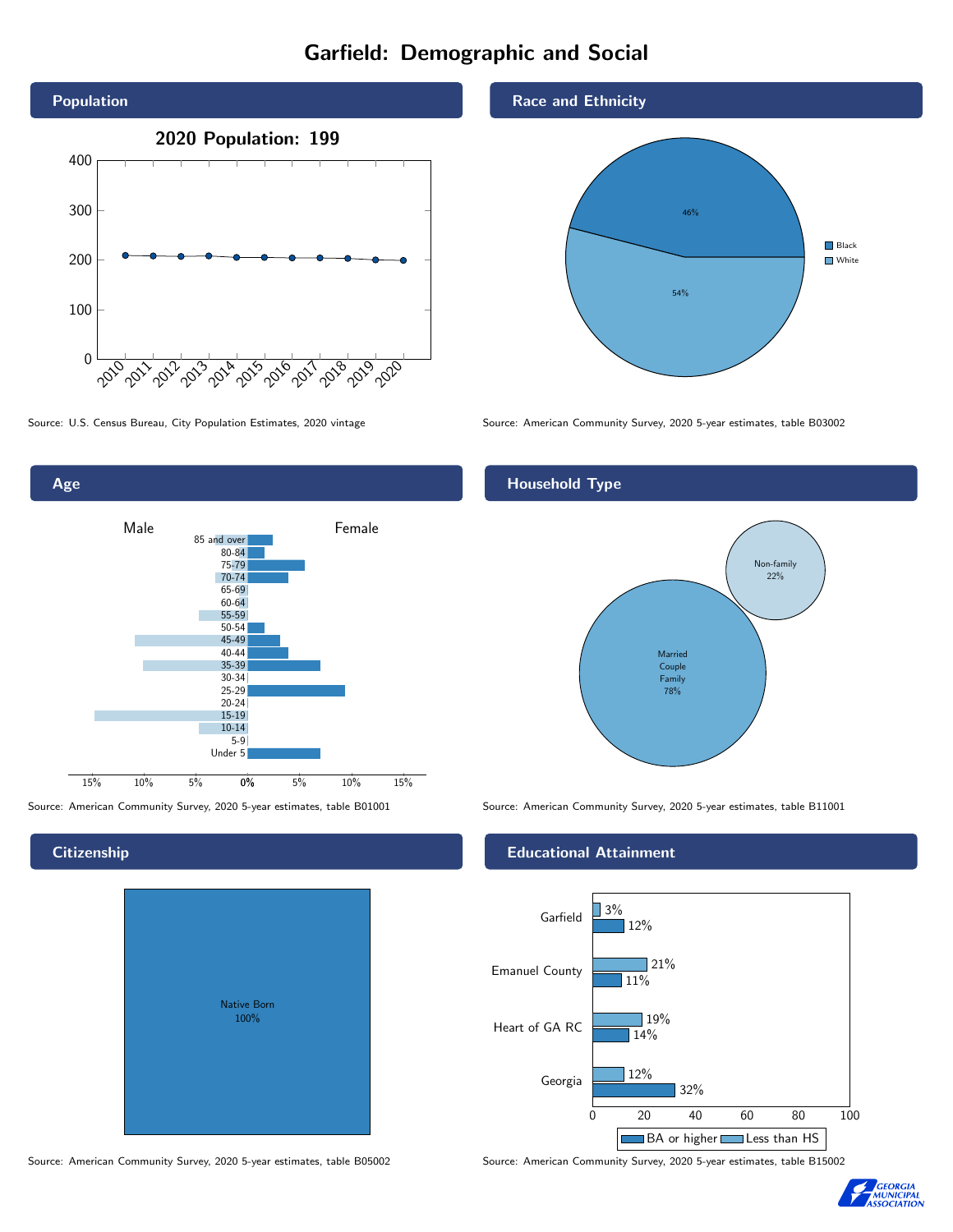# Garfield: Demographic and Social

## Population

**2020 Population: 199**

Source: U.S. Census Bureau, City Population Estimates, 2020 vintage

## Race and Ethnicity

| Race | Percent |
|---|---|
| Black | 46% |
| White | 54% |

Source: American Community Survey, 2020 5-year estimates, table B03002

## Age

Male / Female

Age groups: 85 and over, 80-84, 75-79, 70-74, 65-69, 60-64, 55-59, 50-54, 45-49, 40-44, 35-39, 30-34, 25-29, 20-24, 15-19, 10-14, 5-9, Under 5

Source: American Community Survey, 2020 5-year estimates, table B01001

## Household Type

| Household Type | Percent |
|---|---|
| Married Couple Family | 78% |
| Non-family | 22% |

Source: American Community Survey, 2020 5-year estimates, table B11001

## Citizenship

| Citizenship | Percent |
|---|---|
| Native Born | 100% |

Source: American Community Survey, 2020 5-year estimates, table B05002

## Educational Attainment

| Area | Less than HS | BA or higher |
|---|---|---|
| Garfield | 3% | 12% |
| Emanuel County | 21% | 11% |
| Heart of GA RC | 19% | 14% |
| Georgia | 12% | 32% |

Source: American Community Survey, 2020 5-year estimates, table B15002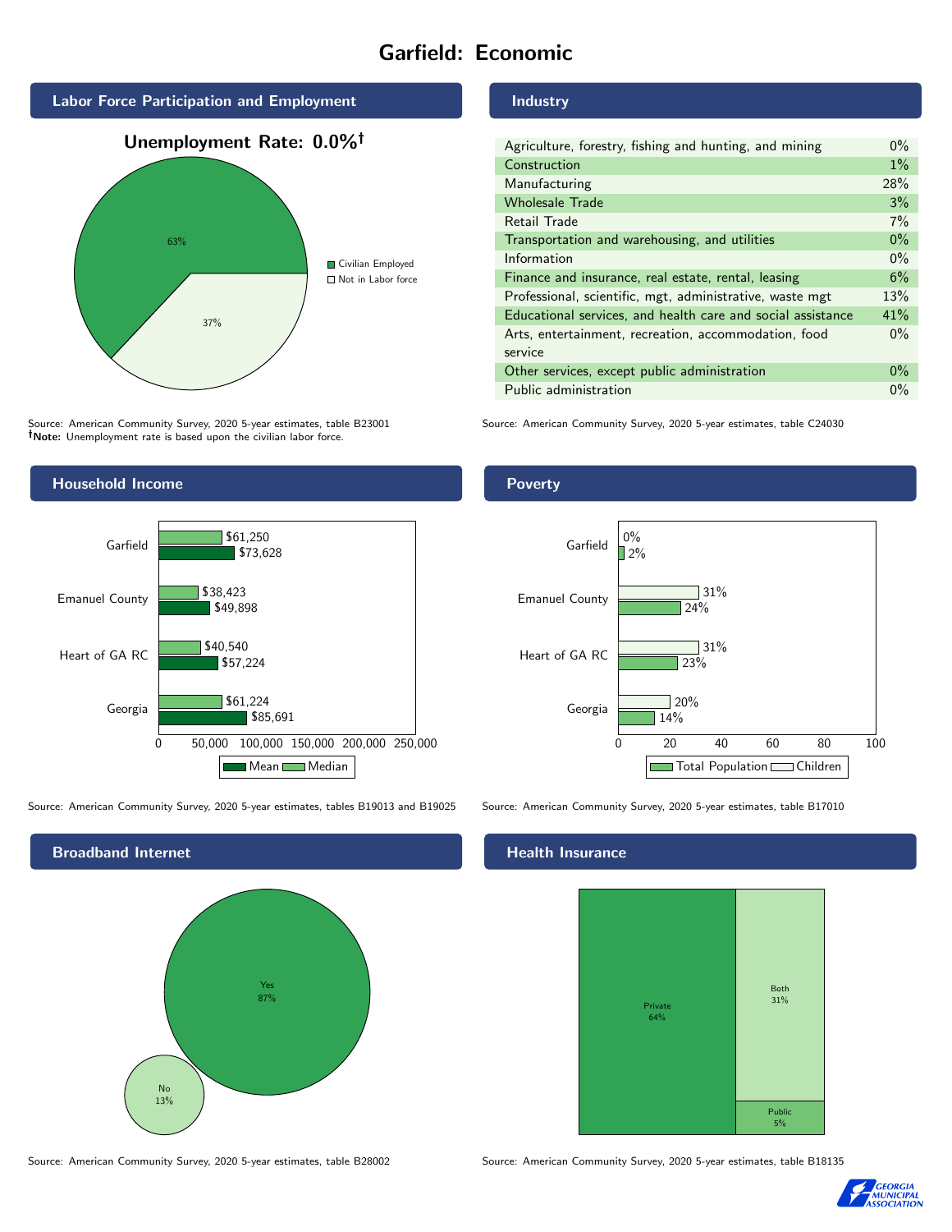# Garfield: Economic

## Labor Force Participation and Employment

**Unemployment Rate: 0.0%†**

| Category | Percent |
|---|---|
| Civilian Employed | 63% |
| Not in Labor force | 37% |

Source: American Community Survey, 2020 5-year estimates, table B23001
†**Note:** Unemployment rate is based upon the civilian labor force.

## Industry

| Industry | Percent |
|---|---|
| Agriculture, forestry, fishing and hunting, and mining | 0% |
| Construction | 1% |
| Manufacturing | 28% |
| Wholesale Trade | 3% |
| Retail Trade | 7% |
| Transportation and warehousing, and utilities | 0% |
| Information | 0% |
| Finance and insurance, real estate, rental, leasing | 6% |
| Professional, scientific, mgt, administrative, waste mgt | 13% |
| Educational services, and health care and social assistance | 41% |
| Arts, entertainment, recreation, accommodation, food service | 0% |
| Other services, except public administration | 0% |
| Public administration | 0% |

Source: American Community Survey, 2020 5-year estimates, table C24030

## Household Income

| Geography | Median | Mean |
|---|---|---|
| Garfield | $61,250 | $73,628 |
| Emanuel County | $38,423 | $49,898 |
| Heart of GA RC | $40,540 | $57,224 |
| Georgia | $61,224 | $85,691 |

Source: American Community Survey, 2020 5-year estimates, tables B19013 and B19025

## Poverty

| Geography | Children | Total Population |
|---|---|---|
| Garfield | 0% | 2% |
| Emanuel County | 31% | 24% |
| Heart of GA RC | 31% | 23% |
| Georgia | 20% | 14% |

Source: American Community Survey, 2020 5-year estimates, table B17010

## Broadband Internet

| Response | Percent |
|---|---|
| Yes | 87% |
| No | 13% |

Source: American Community Survey, 2020 5-year estimates, table B28002

## Health Insurance

| Type | Percent |
|---|---|
| Private | 64% |
| Both | 31% |
| Public | 5% |

Source: American Community Survey, 2020 5-year estimates, table B18135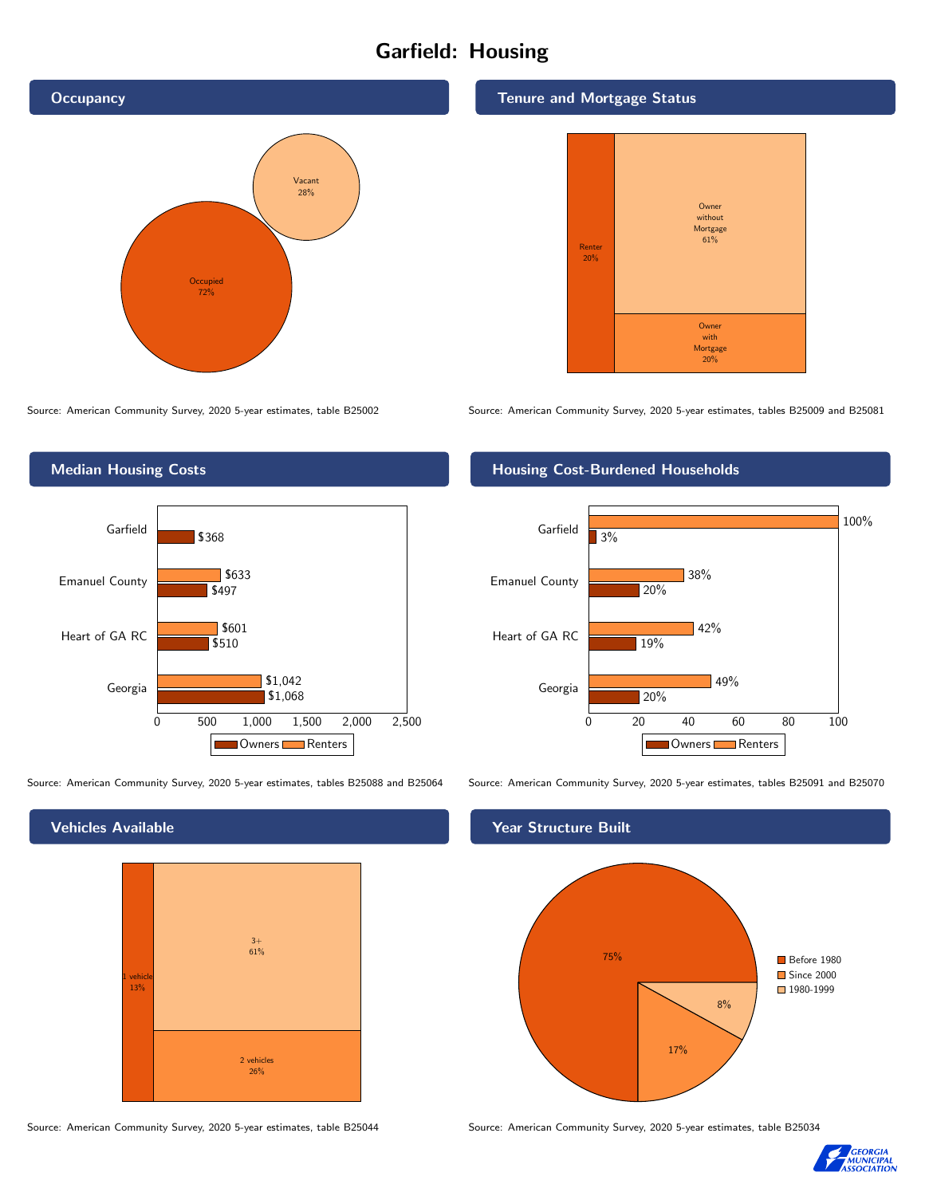# Garfield: Housing

## Occupancy

Vacant
28%

Occupied
72%

Source: American Community Survey, 2020 5-year estimates, table B25002

## Tenure and Mortgage Status

Renter
20%

Owner
without
Mortgage
61%

Owner
with
Mortgage
20%

Source: American Community Survey, 2020 5-year estimates, tables B25009 and B25081

## Median Housing Costs

Garfield
$368

Emanuel County
$633
$497

Heart of GA RC
$601
$510

Georgia
$1,042
$1,068

0 500 1,000 1,500 2,000 2,500

Owners Renters

Source: American Community Survey, 2020 5-year estimates, tables B25088 and B25064

## Housing Cost-Burdened Households

Garfield
100%
3%

Emanuel County
38%
20%

Heart of GA RC
42%
19%

Georgia
49%
20%

0 20 40 60 80 100

Owners Renters

Source: American Community Survey, 2020 5-year estimates, tables B25091 and B25070

## Vehicles Available

1 vehicle
13%

3+
61%

2 vehicles
26%

Source: American Community Survey, 2020 5-year estimates, table B25044

## Year Structure Built

75%
17%
8%

Before 1980
Since 2000
1980-1999

Source: American Community Survey, 2020 5-year estimates, table B25034

GEORGIA MUNICIPAL ASSOCIATION